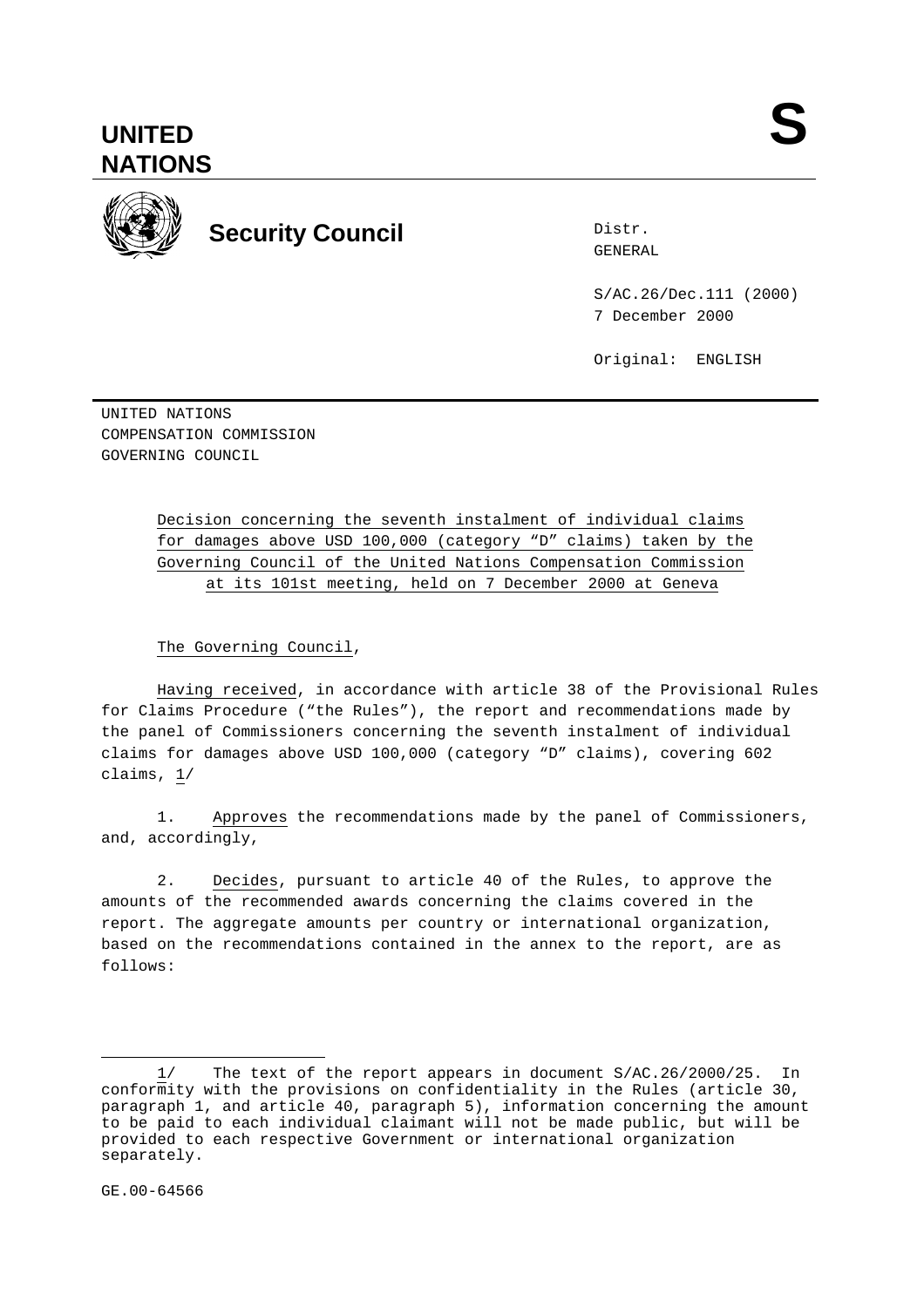# UNITED NATIONS

# S

## Security Council

Distr.
GENERAL

S/AC.26/Dec.111 (2000)
7 December 2000

Original: ENGLISH

UNITED NATIONS
COMPENSATION COMMISSION
GOVERNING COUNCIL

Decision concerning the seventh instalment of individual claims for damages above USD 100,000 (category "D" claims) taken by the Governing Council of the United Nations Compensation Commission at its 101st meeting, held on 7 December 2000 at Geneva

The Governing Council,

Having received, in accordance with article 38 of the Provisional Rules for Claims Procedure ("the Rules"), the report and recommendations made by the panel of Commissioners concerning the seventh instalment of individual claims for damages above USD 100,000 (category "D" claims), covering 602 claims, 1/

1. Approves the recommendations made by the panel of Commissioners, and, accordingly,

2. Decides, pursuant to article 40 of the Rules, to approve the amounts of the recommended awards concerning the claims covered in the report. The aggregate amounts per country or international organization, based on the recommendations contained in the annex to the report, are as follows:

---

1/ The text of the report appears in document S/AC.26/2000/25. In conformity with the provisions on confidentiality in the Rules (article 30, paragraph 1, and article 40, paragraph 5), information concerning the amount to be paid to each individual claimant will not be made public, but will be provided to each respective Government or international organization separately.

GE.00-64566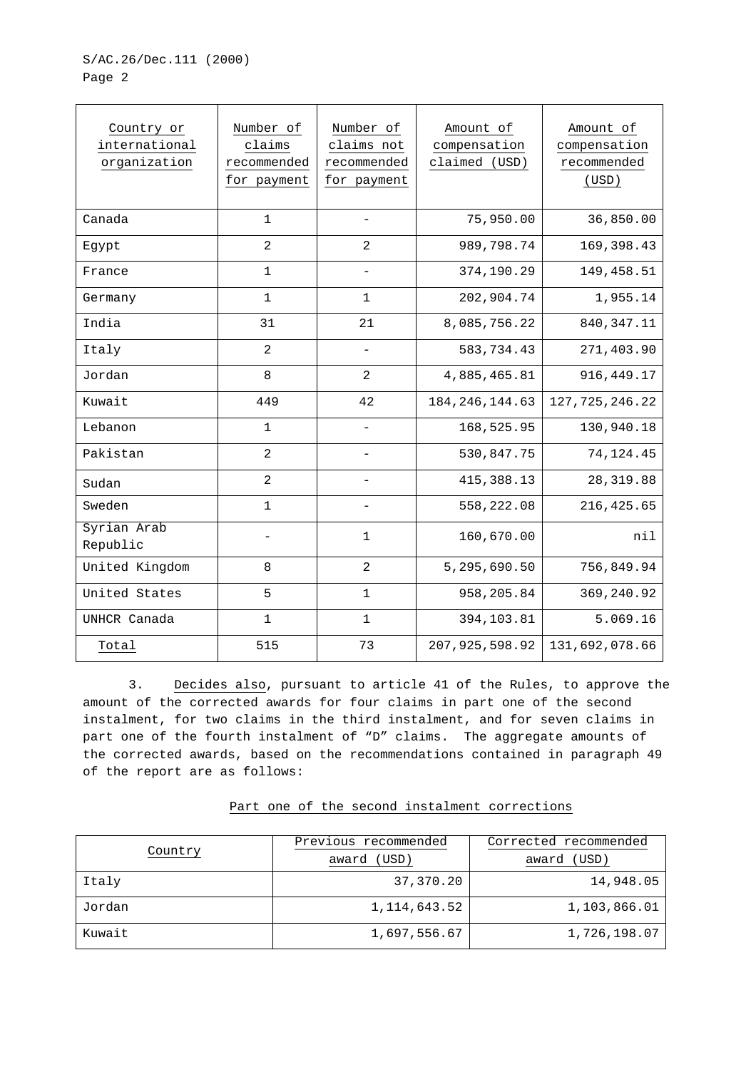| Country or international organization | Number of claims recommended for payment | Number of claims not recommended for payment | Amount of compensation claimed (USD) | Amount of compensation recommended (USD) |
|---|---|---|---|---|
| Canada | 1 | - | 75,950.00 | 36,850.00 |
| Egypt | 2 | 2 | 989,798.74 | 169,398.43 |
| France | 1 | - | 374,190.29 | 149,458.51 |
| Germany | 1 | 1 | 202,904.74 | 1,955.14 |
| India | 31 | 21 | 8,085,756.22 | 840,347.11 |
| Italy | 2 | - | 583,734.43 | 271,403.90 |
| Jordan | 8 | 2 | 4,885,465.81 | 916,449.17 |
| Kuwait | 449 | 42 | 184,246,144.63 | 127,725,246.22 |
| Lebanon | 1 | - | 168,525.95 | 130,940.18 |
| Pakistan | 2 | - | 530,847.75 | 74,124.45 |
| Sudan | 2 | - | 415,388.13 | 28,319.88 |
| Sweden | 1 | - | 558,222.08 | 216,425.65 |
| Syrian Arab Republic | - | 1 | 160,670.00 | nil |
| United Kingdom | 8 | 2 | 5,295,690.50 | 756,849.94 |
| United States | 5 | 1 | 958,205.84 | 369,240.92 |
| UNHCR Canada | 1 | 1 | 394,103.81 | 5.069.16 |
| Total | 515 | 73 | 207,925,598.92 | 131,692,078.66 |

3. Decides also, pursuant to article 41 of the Rules, to approve the amount of the corrected awards for four claims in part one of the second instalment, for two claims in the third instalment, and for seven claims in part one of the fourth instalment of "D" claims. The aggregate amounts of the corrected awards, based on the recommendations contained in paragraph 49 of the report are as follows:

Part one of the second instalment corrections

| Country | Previous recommended award (USD) | Corrected recommended award (USD) |
|---|---|---|
| Italy | 37,370.20 | 14,948.05 |
| Jordan | 1,114,643.52 | 1,103,866.01 |
| Kuwait | 1,697,556.67 | 1,726,198.07 |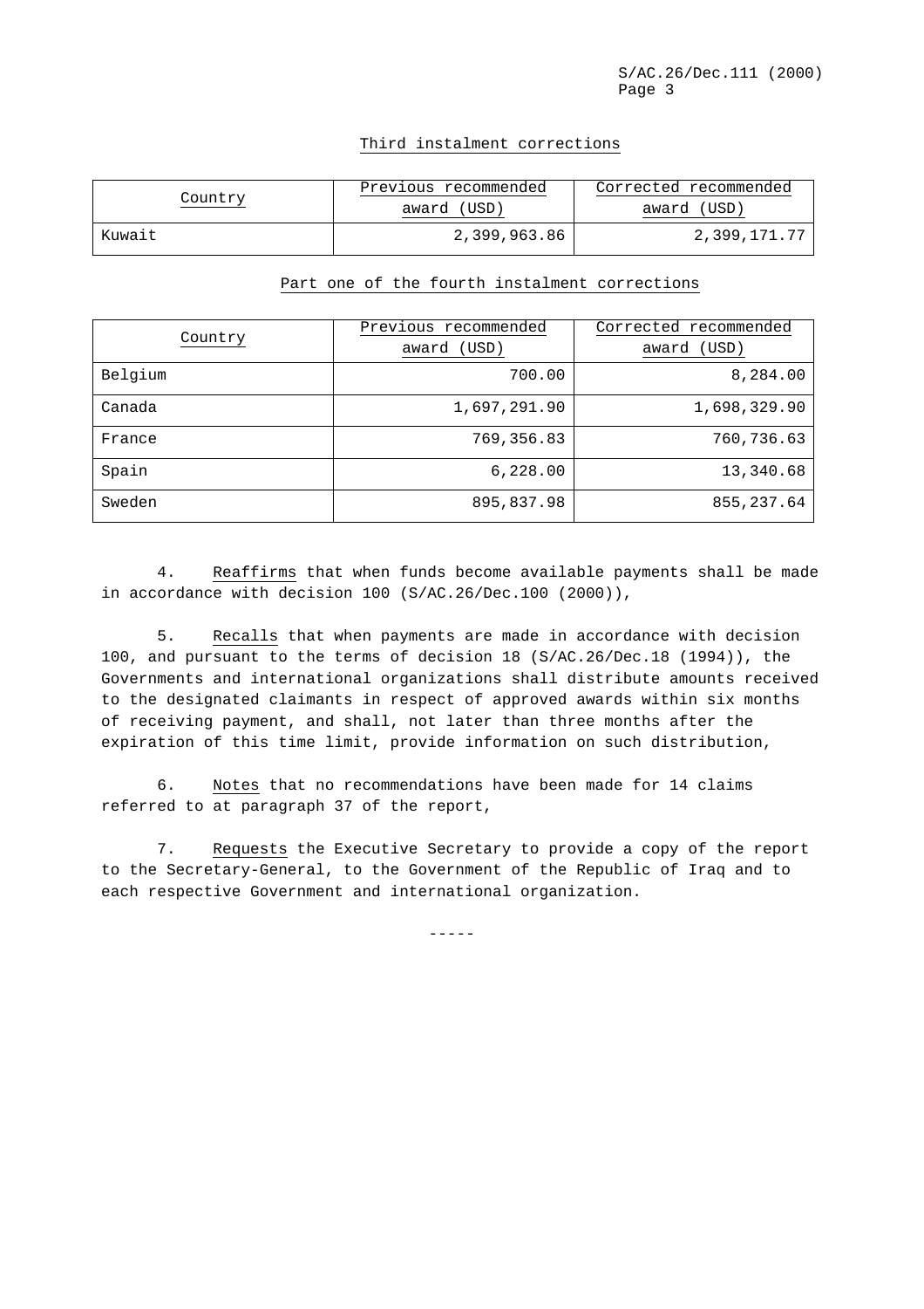Third instalment corrections

| Country | Previous recommended award (USD) | Corrected recommended award (USD) |
|---|---|---|
| Kuwait | 2,399,963.86 | 2,399,171.77 |

Part one of the fourth instalment corrections

| Country | Previous recommended award (USD) | Corrected recommended award (USD) |
|---|---|---|
| Belgium | 700.00 | 8,284.00 |
| Canada | 1,697,291.90 | 1,698,329.90 |
| France | 769,356.83 | 760,736.63 |
| Spain | 6,228.00 | 13,340.68 |
| Sweden | 895,837.98 | 855,237.64 |

4. Reaffirms that when funds become available payments shall be made in accordance with decision 100 (S/AC.26/Dec.100 (2000)),

5. Recalls that when payments are made in accordance with decision 100, and pursuant to the terms of decision 18 (S/AC.26/Dec.18 (1994)), the Governments and international organizations shall distribute amounts received to the designated claimants in respect of approved awards within six months of receiving payment, and shall, not later than three months after the expiration of this time limit, provide information on such distribution,

6. Notes that no recommendations have been made for 14 claims referred to at paragraph 37 of the report,

7. Requests the Executive Secretary to provide a copy of the report to the Secretary-General, to the Government of the Republic of Iraq and to each respective Government and international organization.

-----